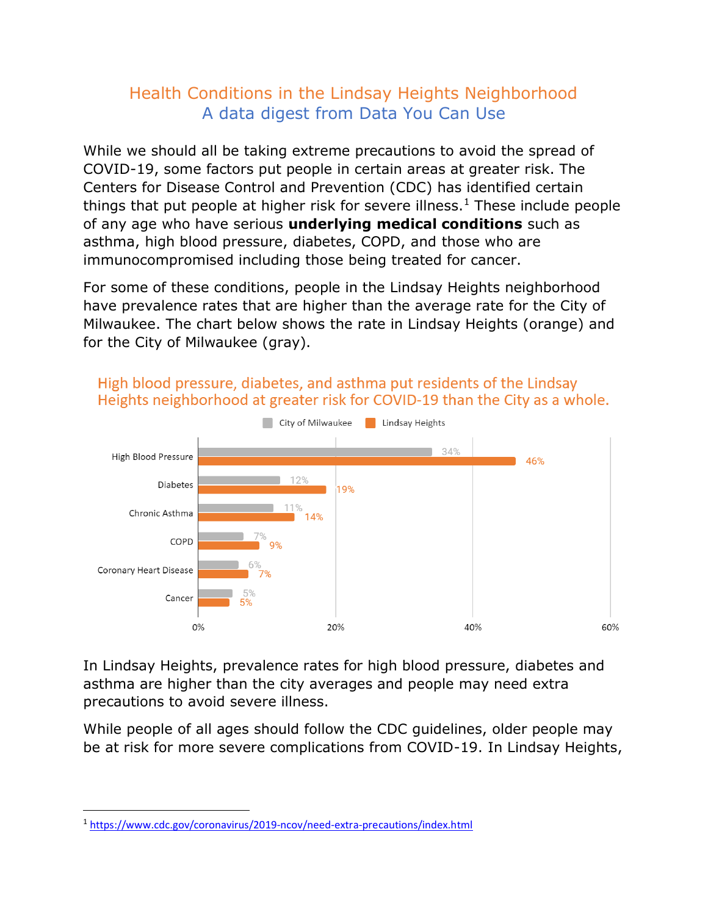# Health Conditions in the Lindsay Heights Neighborhood

## A data digest from Data You Can Use

While we should all be taking extreme precautions to avoid the spread of COVID-19, some factors put people in certain areas at greater risk. The Centers for Disease Control and Prevention (CDC) has identified certain things that put people at higher risk for severe illness.[1] These include people of any age who have serious **underlying medical conditions** such as asthma, high blood pressure, diabetes, COPD, and those who are immunocompromised including those being treated for cancer.

For some of these conditions, people in the Lindsay Heights neighborhood have prevalence rates that are higher than the average rate for the City of Milwaukee. The chart below shows the rate in Lindsay Heights (orange) and for the City of Milwaukee (gray).

**High blood pressure, diabetes, and asthma put residents of the Lindsay Heights neighborhood at greater risk for COVID-19 than the City as a whole.**

| Condition | City of Milwaukee | Lindsay Heights |
|---|---|---|
| High Blood Pressure | 34% | 46% |
| Diabetes | 12% | 19% |
| Chronic Asthma | 11% | 14% |
| COPD | 7% | 9% |
| Coronary Heart Disease | 6% | 7% |
| Cancer | 5% | 5% |

In Lindsay Heights, prevalence rates for high blood pressure, diabetes and asthma are higher than the city averages and people may need extra precautions to avoid severe illness.

While people of all ages should follow the CDC guidelines, older people may be at risk for more severe complications from COVID-19. In Lindsay Heights,

---

[1] https://www.cdc.gov/coronavirus/2019-ncov/need-extra-precautions/index.html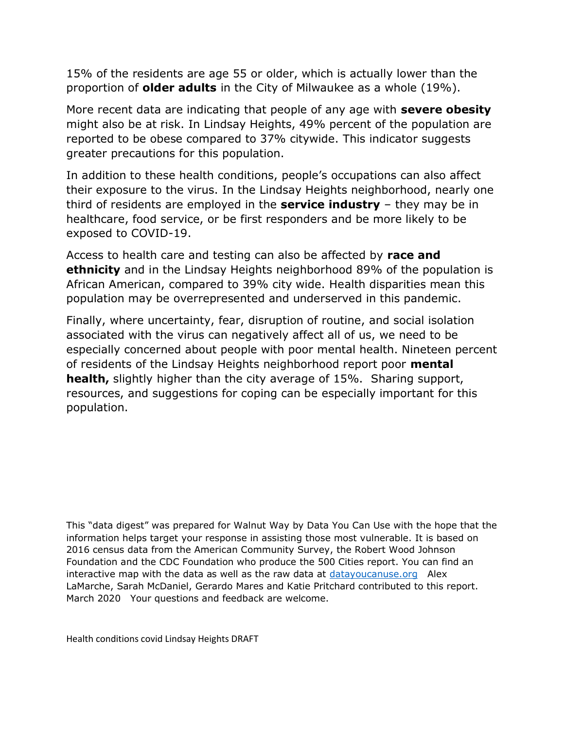15% of the residents are age 55 or older, which is actually lower than the proportion of **older adults** in the City of Milwaukee as a whole (19%).

More recent data are indicating that people of any age with **severe obesity** might also be at risk. In Lindsay Heights, 49% percent of the population are reported to be obese compared to 37% citywide. This indicator suggests greater precautions for this population.

In addition to these health conditions, people's occupations can also affect their exposure to the virus. In the Lindsay Heights neighborhood, nearly one third of residents are employed in the **service industry** – they may be in healthcare, food service, or be first responders and be more likely to be exposed to COVID-19.

Access to health care and testing can also be affected by **race and ethnicity** and in the Lindsay Heights neighborhood 89% of the population is African American, compared to 39% city wide. Health disparities mean this population may be overrepresented and underserved in this pandemic.

Finally, where uncertainty, fear, disruption of routine, and social isolation associated with the virus can negatively affect all of us, we need to be especially concerned about people with poor mental health. Nineteen percent of residents of the Lindsay Heights neighborhood report poor **mental health,** slightly higher than the city average of 15%. Sharing support, resources, and suggestions for coping can be especially important for this population.

This "data digest" was prepared for Walnut Way by Data You Can Use with the hope that the information helps target your response in assisting those most vulnerable. It is based on 2016 census data from the American Community Survey, the Robert Wood Johnson Foundation and the CDC Foundation who produce the 500 Cities report. You can find an interactive map with the data as well as the raw data at [datayoucanuse.org](http://datayoucanuse.org) Alex LaMarche, Sarah McDaniel, Gerardo Mares and Katie Pritchard contributed to this report. March 2020 Your questions and feedback are welcome.